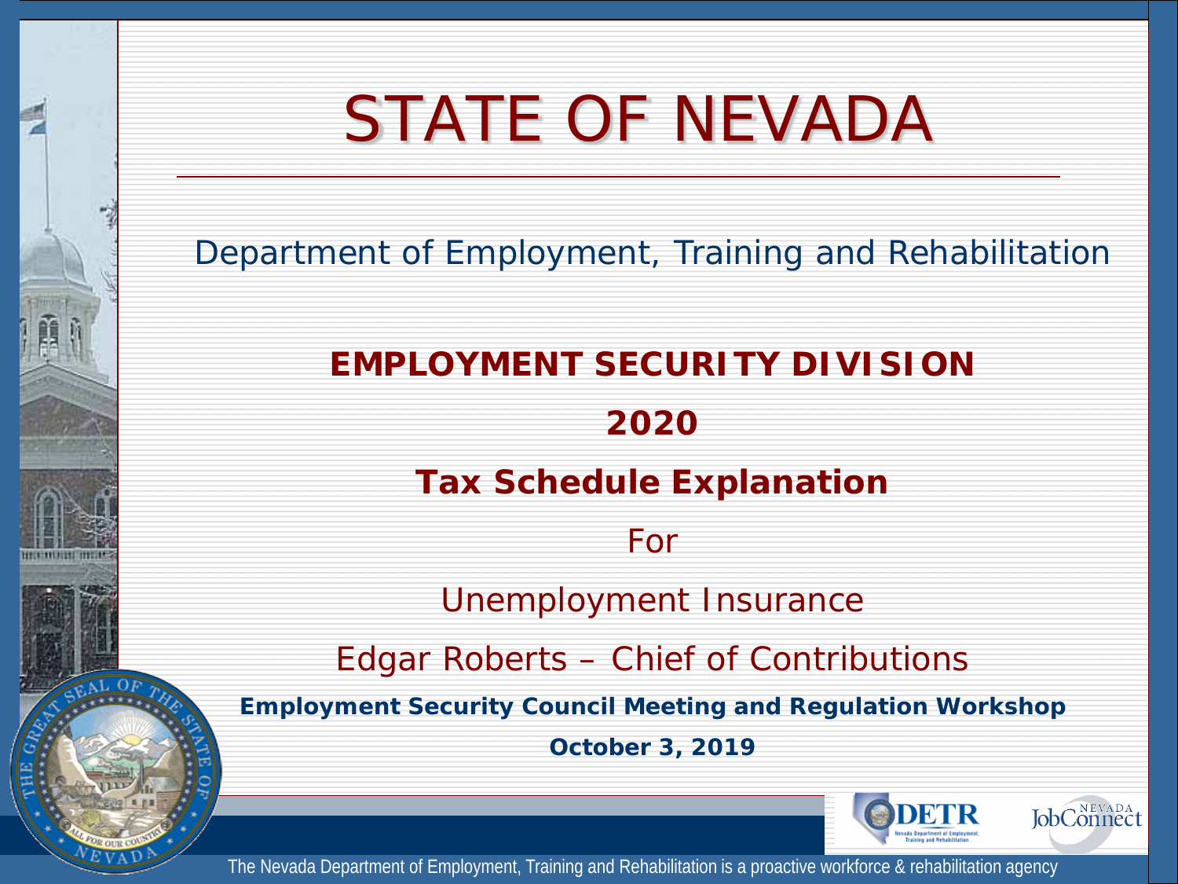# STATE OF NEVADA

Department of Employment, Training and Rehabilitation

## EMPLOYMENT SECURITY DIVISION

## 2020

## Tax Schedule Explanation

For

Unemployment Insurance

Edgar Roberts – Chief of Contributions

**Employment Security Council Meeting and Regulation Workshop**

**October 3, 2019**

The Nevada Department of Employment, Training and Rehabilitation is a proactive workforce & rehabilitation agency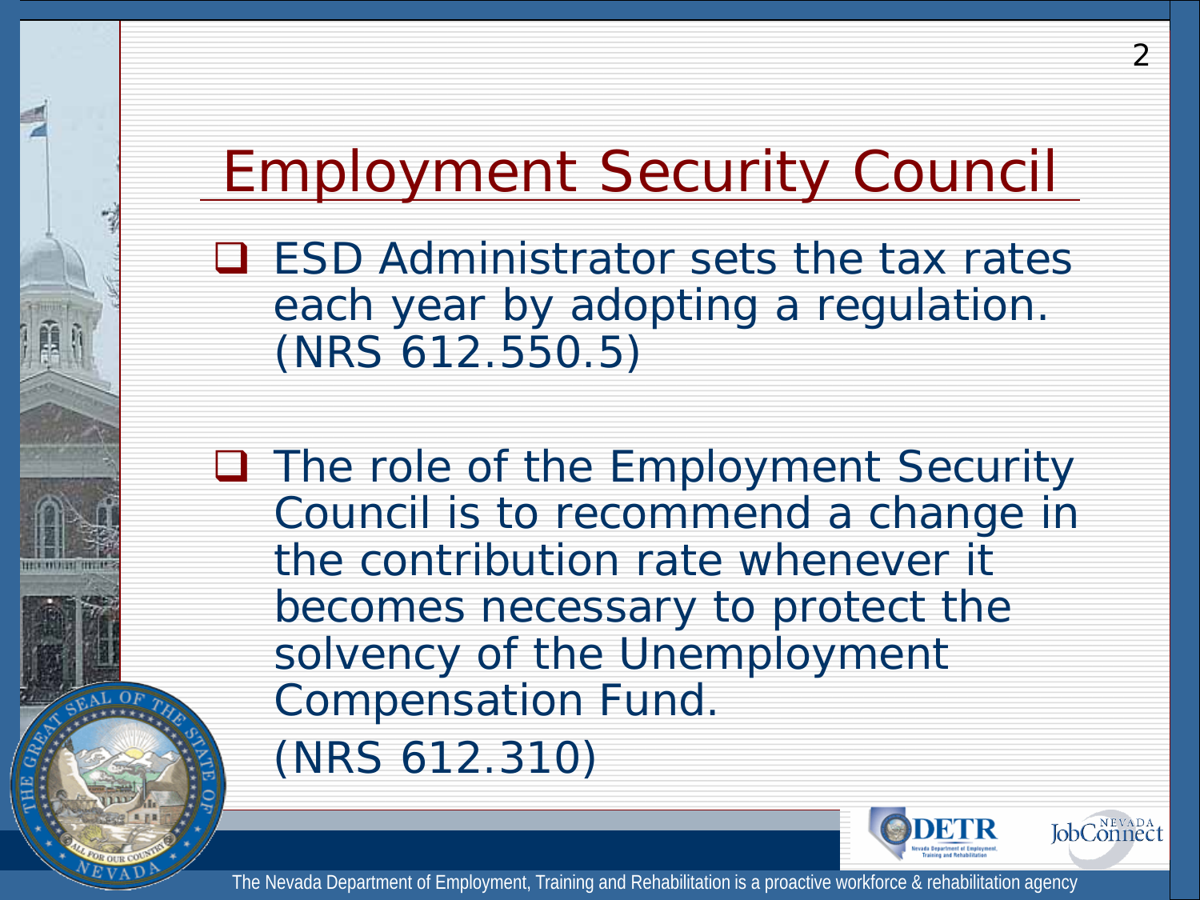# Employment Security Council

- ESD Administrator sets the tax rates each year by adopting a regulation. (NRS 612.550.5)

- The role of the Employment Security Council is to recommend a change in the contribution rate whenever it becomes necessary to protect the solvency of the Unemployment Compensation Fund. (NRS 612.310)

The Nevada Department of Employment, Training and Rehabilitation is a proactive workforce & rehabilitation agency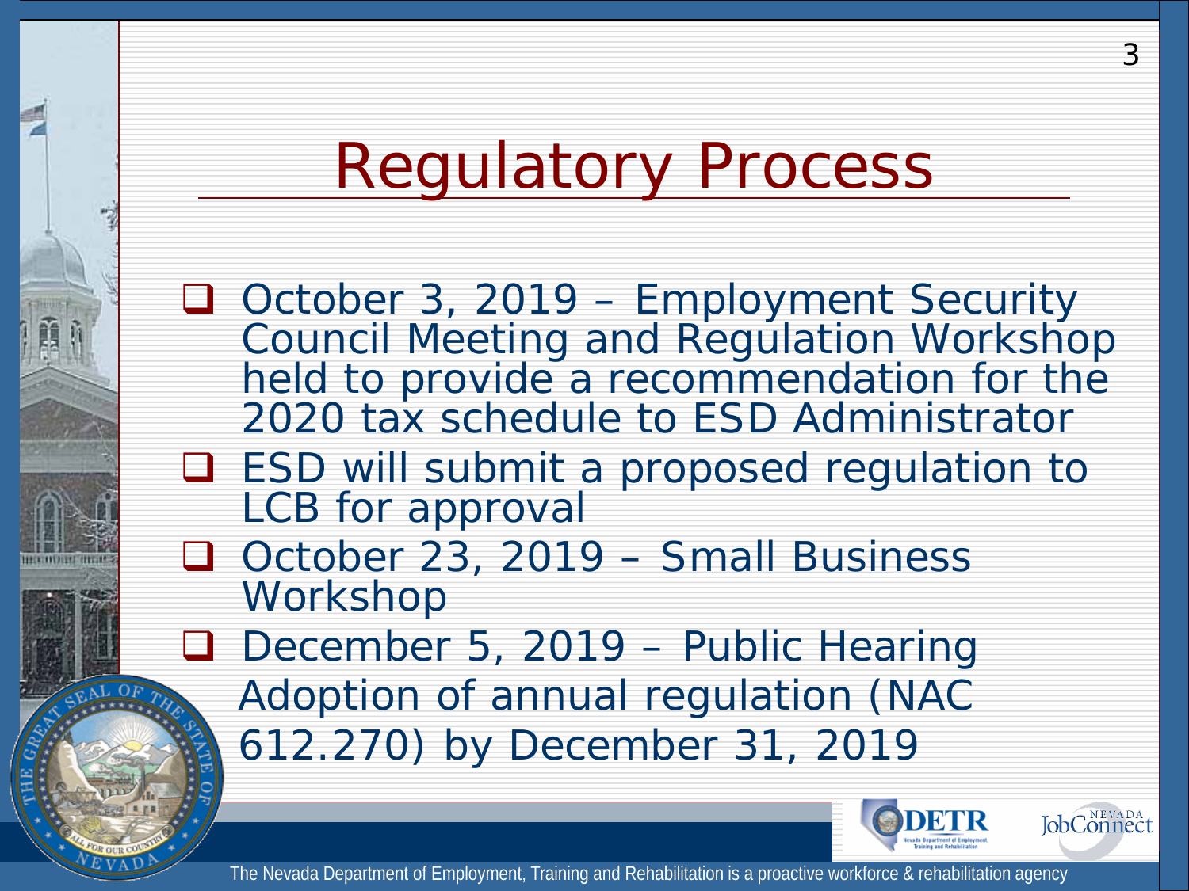# Regulatory Process

- October 3, 2019 – Employment Security Council Meeting and Regulation Workshop held to provide a recommendation for the 2020 tax schedule to ESD Administrator
- ESD will submit a proposed regulation to LCB for approval
- October 23, 2019 – Small Business Workshop
- December 5, 2019 – Public Hearing

Adoption of annual regulation (NAC 612.270) by December 31, 2019

The Nevada Department of Employment, Training and Rehabilitation is a proactive workforce & rehabilitation agency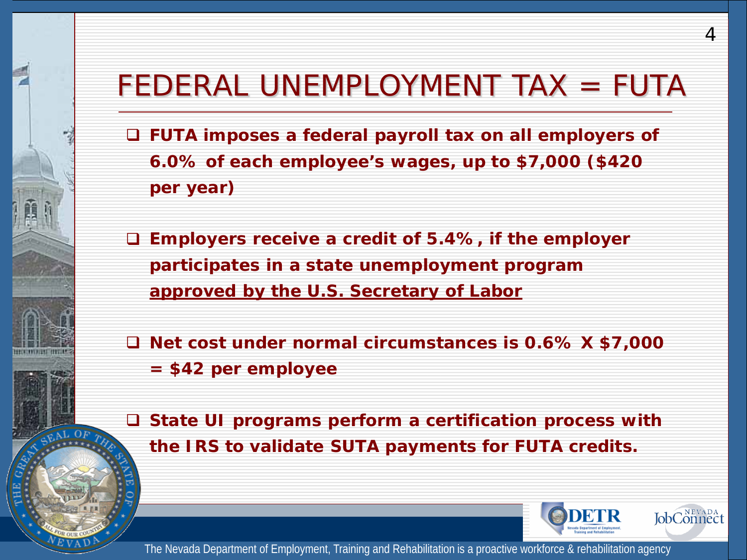# FEDERAL UNEMPLOYMENT TAX = FUTA

- **FUTA imposes a federal payroll tax on all employers of 6.0% of each employee's wages, up to $7,000 ($420 per year)**
- **Employers receive a credit of 5.4%, if the employer participates in a state unemployment program <u>approved by the U.S. Secretary of Labor</u>**
- **Net cost under normal circumstances is 0.6% X $7,000 = $42 per employee**
- **State UI programs perform a certification process with the IRS to validate SUTA payments for FUTA credits.**

The Nevada Department of Employment, Training and Rehabilitation is a proactive workforce & rehabilitation agency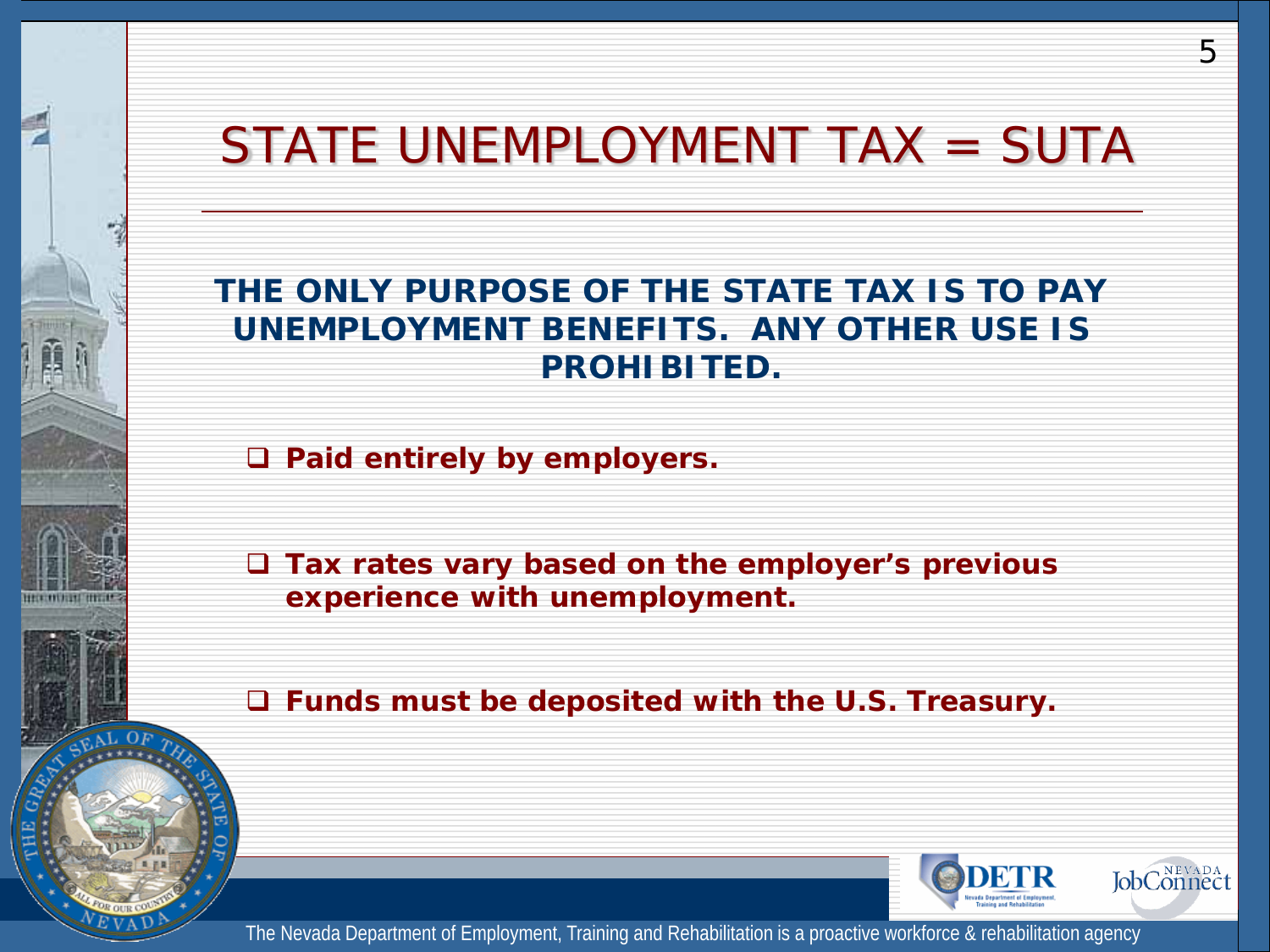# STATE UNEMPLOYMENT TAX = SUTA

**THE ONLY PURPOSE OF THE STATE TAX IS TO PAY UNEMPLOYMENT BENEFITS. ANY OTHER USE IS PROHIBITED.**

- **Paid entirely by employers.**
- **Tax rates vary based on the employer's previous experience with unemployment.**
- **Funds must be deposited with the U.S. Treasury.**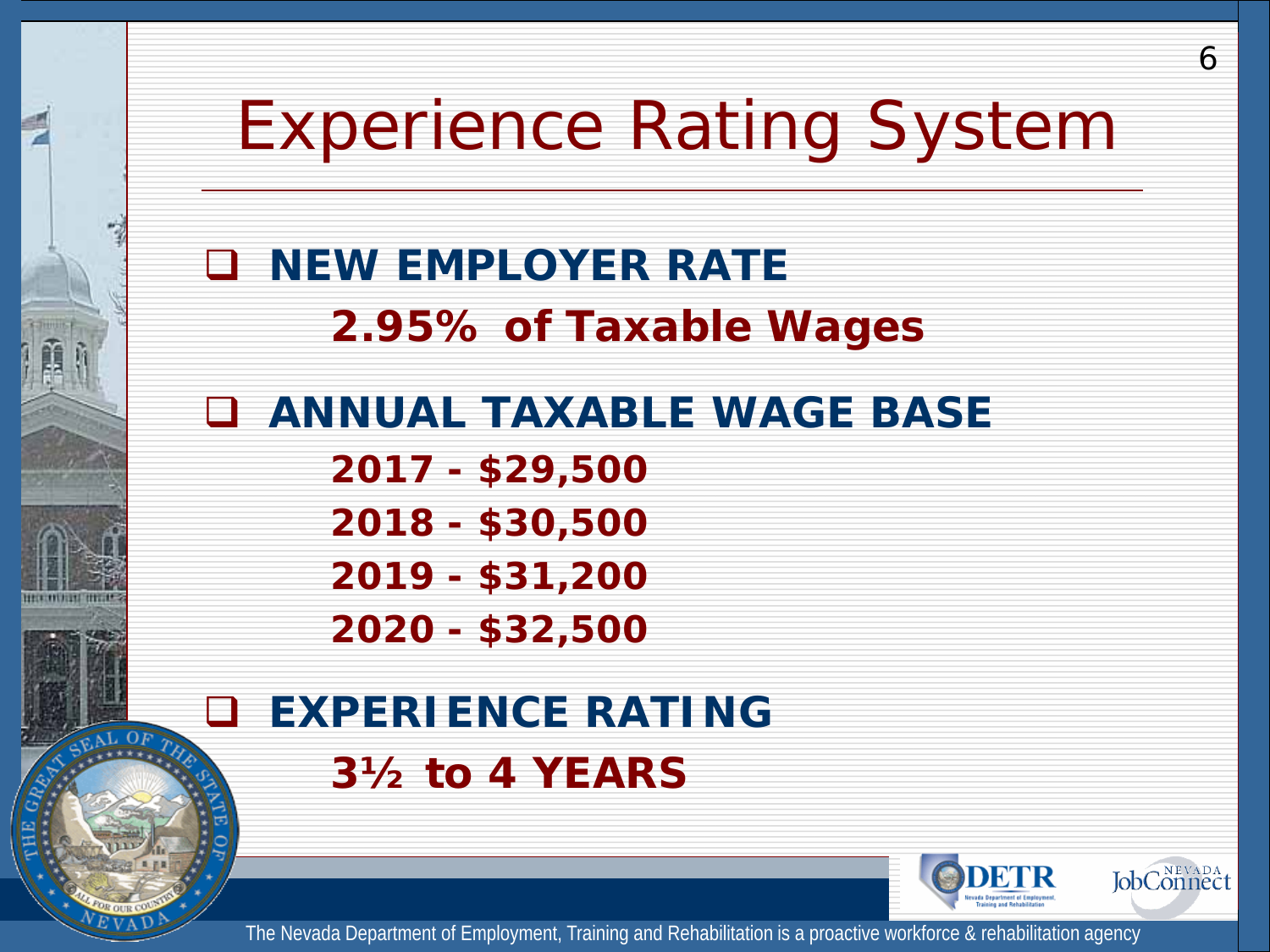# Experience Rating System

- **NEW EMPLOYER RATE**
  - **2.95% of Taxable Wages**
- **ANNUAL TAXABLE WAGE BASE**
  - **2017 - $29,500**
  - **2018 - $30,500**
  - **2019 - $31,200**
  - **2020 - $32,500**
- **EXPERIENCE RATING**
  - **3½ to 4 YEARS**

The Nevada Department of Employment, Training and Rehabilitation is a proactive workforce & rehabilitation agency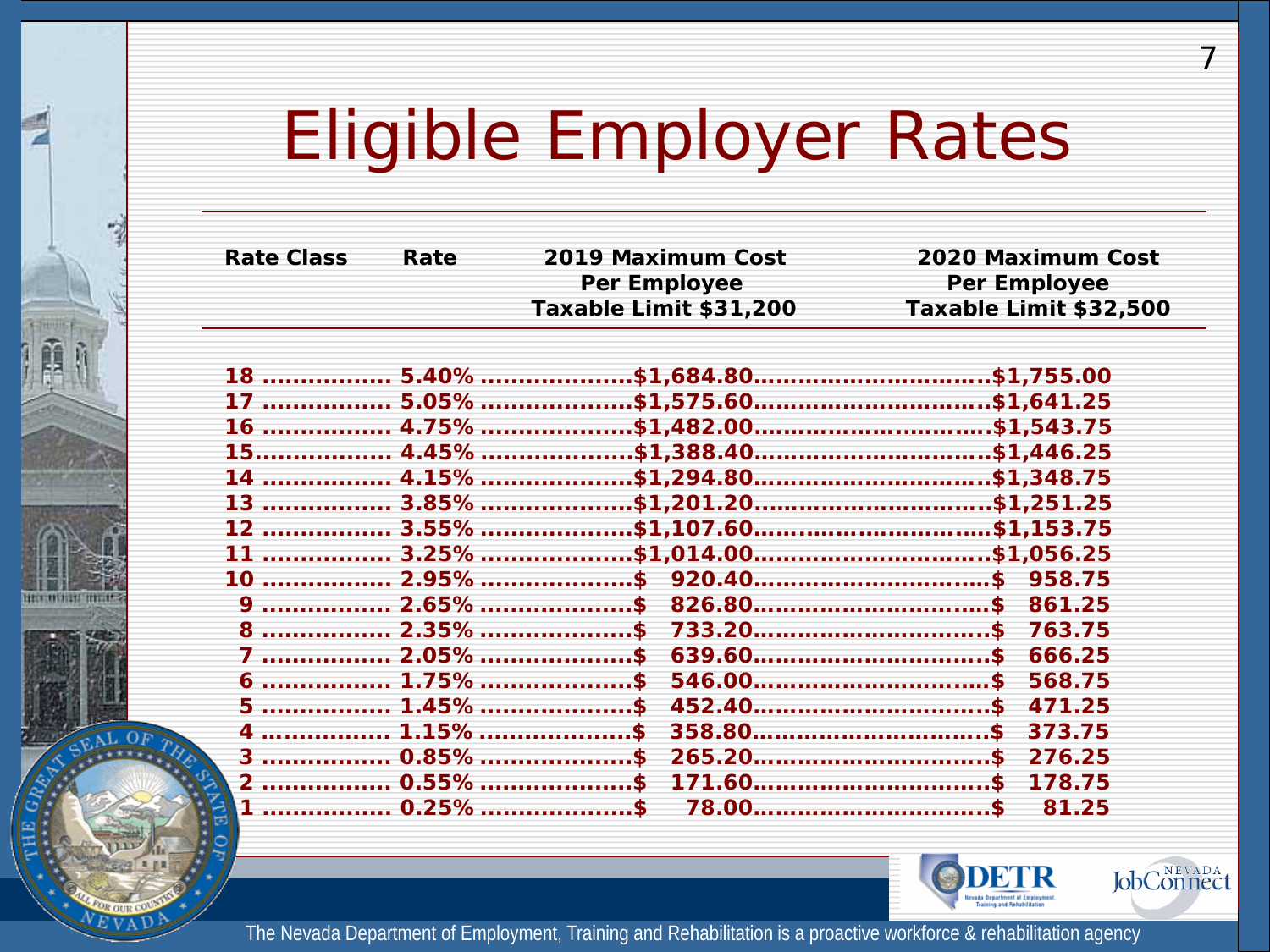# Eligible Employer Rates

| Rate Class | Rate | 2019 Maximum Cost Per Employee Taxable Limit $31,200 | 2020 Maximum Cost Per Employee Taxable Limit $32,500 |
|---|---|---|---|
| 18 | 5.40% | $1,684.80 | $1,755.00 |
| 17 | 5.05% | $1,575.60 | $1,641.25 |
| 16 | 4.75% | $1,482.00 | $1,543.75 |
| 15 | 4.45% | $1,388.40 | $1,446.25 |
| 14 | 4.15% | $1,294.80 | $1,348.75 |
| 13 | 3.85% | $1,201.20 | $1,251.25 |
| 12 | 3.55% | $1,107.60 | $1,153.75 |
| 11 | 3.25% | $1,014.00 | $1,056.25 |
| 10 | 2.95% | $ 920.40 | $ 958.75 |
| 9 | 2.65% | $ 826.80 | $ 861.25 |
| 8 | 2.35% | $ 733.20 | $ 763.75 |
| 7 | 2.05% | $ 639.60 | $ 666.25 |
| 6 | 1.75% | $ 546.00 | $ 568.75 |
| 5 | 1.45% | $ 452.40 | $ 471.25 |
| 4 | 1.15% | $ 358.80 | $ 373.75 |
| 3 | 0.85% | $ 265.20 | $ 276.25 |
| 2 | 0.55% | $ 171.60 | $ 178.75 |
| 1 | 0.25% | $ 78.00 | $ 81.25 |

The Nevada Department of Employment, Training and Rehabilitation is a proactive workforce & rehabilitation agency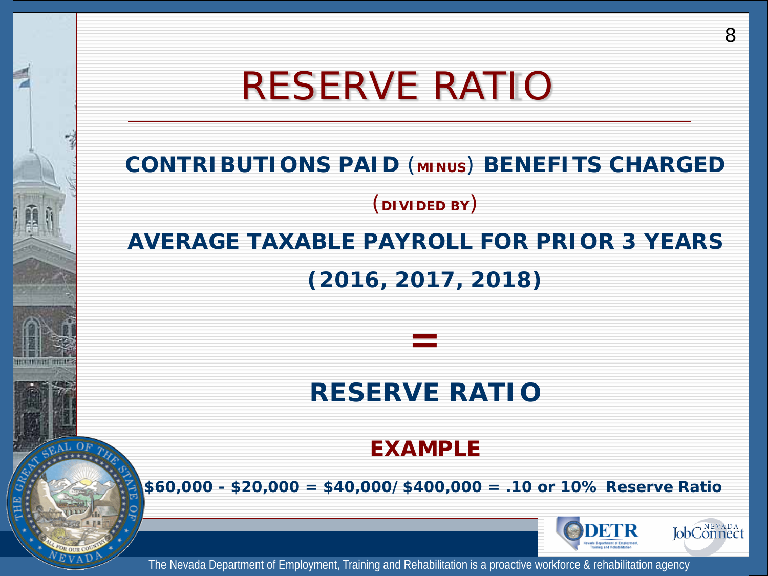# RESERVE RATIO

**CONTRIBUTIONS PAID (MINUS) BENEFITS CHARGED**

**(DIVIDED BY)**

**AVERAGE TAXABLE PAYROLL FOR PRIOR 3 YEARS**

**(2016, 2017, 2018)**

**=**

**RESERVE RATIO**

**EXAMPLE**

**$60,000 - $20,000 = $40,000/ $400,000 = .10 or 10% Reserve Ratio**

The Nevada Department of Employment, Training and Rehabilitation is a proactive workforce & rehabilitation agency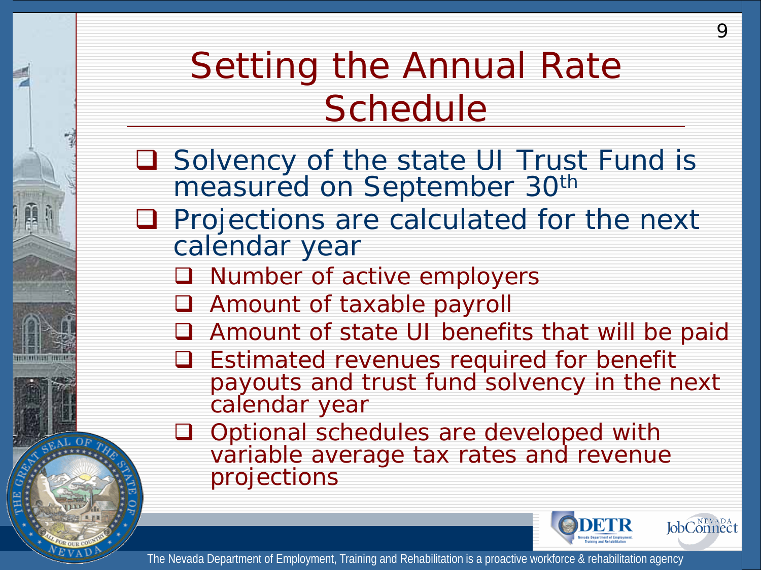# Setting the Annual Rate Schedule

- Solvency of the state UI Trust Fund is measured on September 30th
- Projections are calculated for the next calendar year
  - Number of active employers
  - Amount of taxable payroll
  - Amount of state UI benefits that will be paid
  - Estimated revenues required for benefit payouts and trust fund solvency in the next calendar year
  - Optional schedules are developed with variable average tax rates and revenue projections

The Nevada Department of Employment, Training and Rehabilitation is a proactive workforce & rehabilitation agency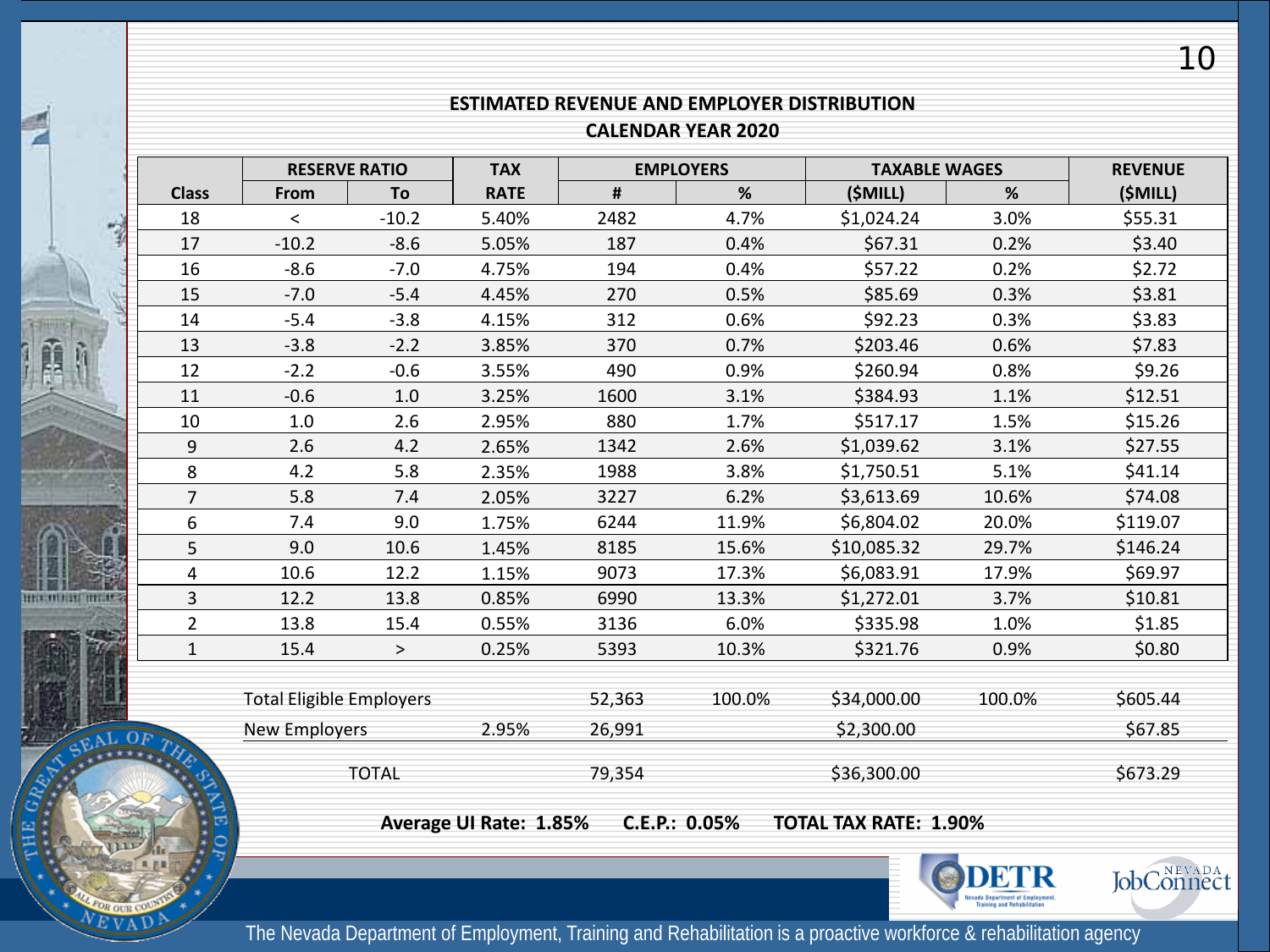## ESTIMATED REVENUE AND EMPLOYER DISTRIBUTION

### CALENDAR YEAR 2020

| Class | RESERVE RATIO | | TAX RATE | EMPLOYERS | | TAXABLE WAGES | | REVENUE |
|---|---|---|---|---|---|---|---|---|
| | From | To | | # | % | ($MILL) | % | ($MILL) |
| 18 | < | -10.2 | 5.40% | 2482 | 4.7% | $1,024.24 | 3.0% | $55.31 |
| 17 | -10.2 | -8.6 | 5.05% | 187 | 0.4% | $67.31 | 0.2% | $3.40 |
| 16 | -8.6 | -7.0 | 4.75% | 194 | 0.4% | $57.22 | 0.2% | $2.72 |
| 15 | -7.0 | -5.4 | 4.45% | 270 | 0.5% | $85.69 | 0.3% | $3.81 |
| 14 | -5.4 | -3.8 | 4.15% | 312 | 0.6% | $92.23 | 0.3% | $3.83 |
| 13 | -3.8 | -2.2 | 3.85% | 370 | 0.7% | $203.46 | 0.6% | $7.83 |
| 12 | -2.2 | -0.6 | 3.55% | 490 | 0.9% | $260.94 | 0.8% | $9.26 |
| 11 | -0.6 | 1.0 | 3.25% | 1600 | 3.1% | $384.93 | 1.1% | $12.51 |
| 10 | 1.0 | 2.6 | 2.95% | 880 | 1.7% | $517.17 | 1.5% | $15.26 |
| 9 | 2.6 | 4.2 | 2.65% | 1342 | 2.6% | $1,039.62 | 3.1% | $27.55 |
| 8 | 4.2 | 5.8 | 2.35% | 1988 | 3.8% | $1,750.51 | 5.1% | $41.14 |
| 7 | 5.8 | 7.4 | 2.05% | 3227 | 6.2% | $3,613.69 | 10.6% | $74.08 |
| 6 | 7.4 | 9.0 | 1.75% | 6244 | 11.9% | $6,804.02 | 20.0% | $119.07 |
| 5 | 9.0 | 10.6 | 1.45% | 8185 | 15.6% | $10,085.32 | 29.7% | $146.24 |
| 4 | 10.6 | 12.2 | 1.15% | 9073 | 17.3% | $6,083.91 | 17.9% | $69.97 |
| 3 | 12.2 | 13.8 | 0.85% | 6990 | 13.3% | $1,272.01 | 3.7% | $10.81 |
| 2 | 13.8 | 15.4 | 0.55% | 3136 | 6.0% | $335.98 | 1.0% | $1.85 |
| 1 | 15.4 | > | 0.25% | 5393 | 10.3% | $321.76 | 0.9% | $0.80 |
| | Total Eligible Employers | | | 52,363 | 100.0% | $34,000.00 | 100.0% | $605.44 |
| | New Employers | | 2.95% | 26,991 | | $2,300.00 | | $67.85 |
| | TOTAL | | | 79,354 | | $36,300.00 | | $673.29 |

**Average UI Rate: 1.85%    C.E.P.: 0.05%    TOTAL TAX RATE: 1.90%**

The Nevada Department of Employment, Training and Rehabilitation is a proactive workforce & rehabilitation agency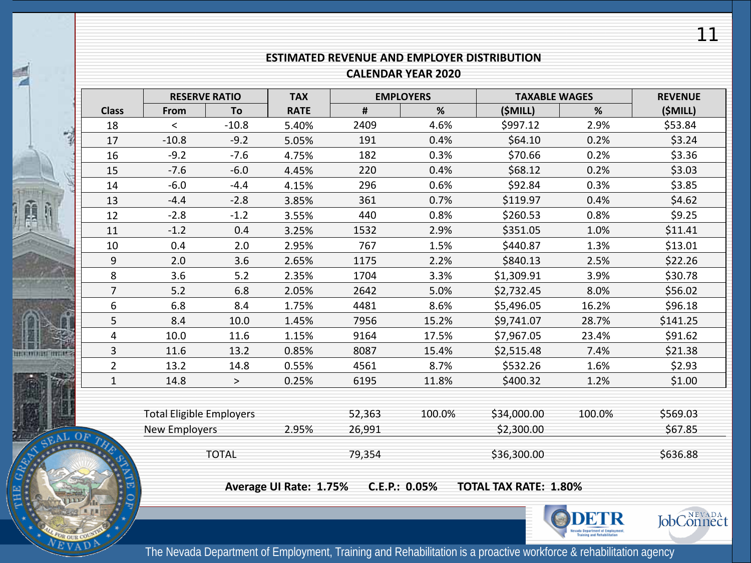## ESTIMATED REVENUE AND EMPLOYER DISTRIBUTION
## CALENDAR YEAR 2020

| Class | RESERVE RATIO | | TAX | EMPLOYERS | | TAXABLE WAGES | | REVENUE |
|---|---|---|---|---|---|---|---|---|
| | From | To | RATE | # | % | ($MILL) | % | ($MILL) |
| 18 | < | -10.8 | 5.40% | 2409 | 4.6% | $997.12 | 2.9% | $53.84 |
| 17 | -10.8 | -9.2 | 5.05% | 191 | 0.4% | $64.10 | 0.2% | $3.24 |
| 16 | -9.2 | -7.6 | 4.75% | 182 | 0.3% | $70.66 | 0.2% | $3.36 |
| 15 | -7.6 | -6.0 | 4.45% | 220 | 0.4% | $68.12 | 0.2% | $3.03 |
| 14 | -6.0 | -4.4 | 4.15% | 296 | 0.6% | $92.84 | 0.3% | $3.85 |
| 13 | -4.4 | -2.8 | 3.85% | 361 | 0.7% | $119.97 | 0.4% | $4.62 |
| 12 | -2.8 | -1.2 | 3.55% | 440 | 0.8% | $260.53 | 0.8% | $9.25 |
| 11 | -1.2 | 0.4 | 3.25% | 1532 | 2.9% | $351.05 | 1.0% | $11.41 |
| 10 | 0.4 | 2.0 | 2.95% | 767 | 1.5% | $440.87 | 1.3% | $13.01 |
| 9 | 2.0 | 3.6 | 2.65% | 1175 | 2.2% | $840.13 | 2.5% | $22.26 |
| 8 | 3.6 | 5.2 | 2.35% | 1704 | 3.3% | $1,309.91 | 3.9% | $30.78 |
| 7 | 5.2 | 6.8 | 2.05% | 2642 | 5.0% | $2,732.45 | 8.0% | $56.02 |
| 6 | 6.8 | 8.4 | 1.75% | 4481 | 8.6% | $5,496.05 | 16.2% | $96.18 |
| 5 | 8.4 | 10.0 | 1.45% | 7956 | 15.2% | $9,741.07 | 28.7% | $141.25 |
| 4 | 10.0 | 11.6 | 1.15% | 9164 | 17.5% | $7,967.05 | 23.4% | $91.62 |
| 3 | 11.6 | 13.2 | 0.85% | 8087 | 15.4% | $2,515.48 | 7.4% | $21.38 |
| 2 | 13.2 | 14.8 | 0.55% | 4561 | 8.7% | $532.26 | 1.6% | $2.93 |
| 1 | 14.8 | > | 0.25% | 6195 | 11.8% | $400.32 | 1.2% | $1.00 |
| | Total Eligible Employers | | | 52,363 | 100.0% | $34,000.00 | 100.0% | $569.03 |
| | New Employers | | 2.95% | 26,991 | | $2,300.00 | | $67.85 |
| | TOTAL | | | 79,354 | | $36,300.00 | | $636.88 |

**Average UI Rate: 1.75%** **C.E.P.: 0.05%** **TOTAL TAX RATE: 1.80%**

The Nevada Department of Employment, Training and Rehabilitation is a proactive workforce & rehabilitation agency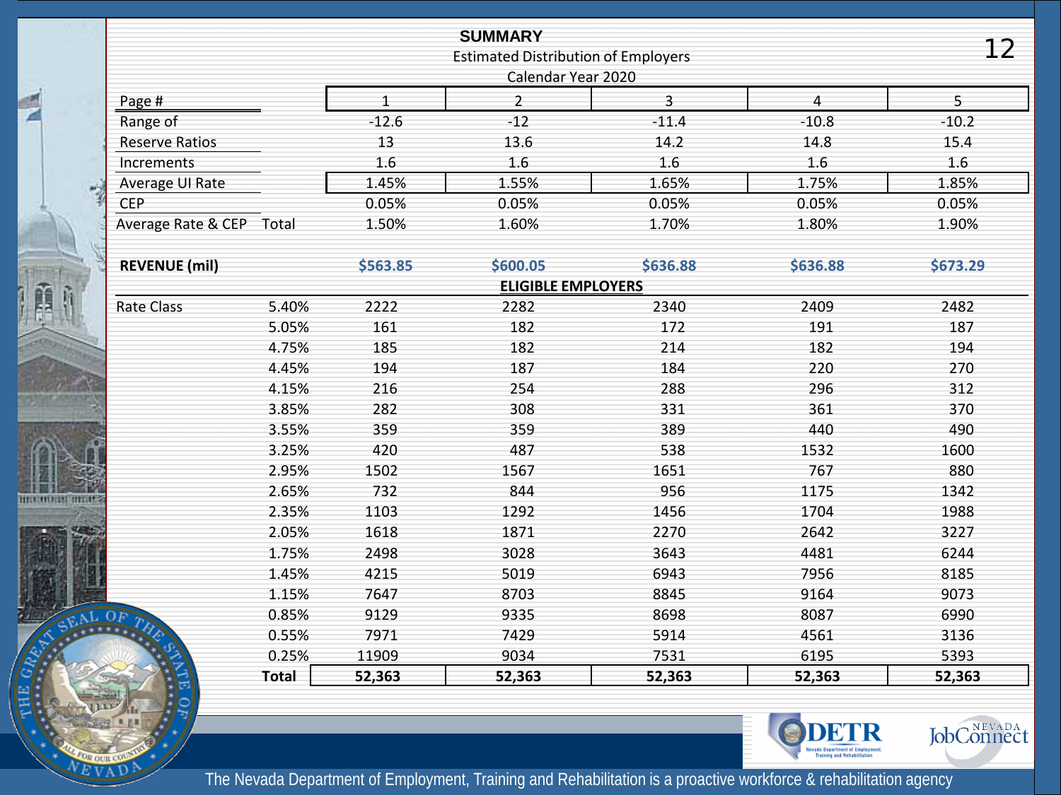**SUMMARY**

Estimated Distribution of Employers

Calendar Year 2020

| | | | | | | |
|---|---|---|---|---|---|---|
| Page # | | 1 | 2 | 3 | 4 | 5 |
| Range of | | -12.6 | -12 | -11.4 | -10.8 | -10.2 |
| Reserve Ratios | | 13 | 13.6 | 14.2 | 14.8 | 15.4 |
| Increments | | 1.6 | 1.6 | 1.6 | 1.6 | 1.6 |
| Average UI Rate | | 1.45% | 1.55% | 1.65% | 1.75% | 1.85% |
| CEP | | 0.05% | 0.05% | 0.05% | 0.05% | 0.05% |
| Average Rate & CEP | Total | 1.50% | 1.60% | 1.70% | 1.80% | 1.90% |
| **REVENUE (mil)** | | **$563.85** | **$600.05** | **$636.88** | **$636.88** | **$673.29** |
| | | | | **ELIGIBLE EMPLOYERS** | | |
| Rate Class | 5.40% | 2222 | 2282 | 2340 | 2409 | 2482 |
| | 5.05% | 161 | 182 | 172 | 191 | 187 |
| | 4.75% | 185 | 182 | 214 | 182 | 194 |
| | 4.45% | 194 | 187 | 184 | 220 | 270 |
| | 4.15% | 216 | 254 | 288 | 296 | 312 |
| | 3.85% | 282 | 308 | 331 | 361 | 370 |
| | 3.55% | 359 | 359 | 389 | 440 | 490 |
| | 3.25% | 420 | 487 | 538 | 1532 | 1600 |
| | 2.95% | 1502 | 1567 | 1651 | 767 | 880 |
| | 2.65% | 732 | 844 | 956 | 1175 | 1342 |
| | 2.35% | 1103 | 1292 | 1456 | 1704 | 1988 |
| | 2.05% | 1618 | 1871 | 2270 | 2642 | 3227 |
| | 1.75% | 2498 | 3028 | 3643 | 4481 | 6244 |
| | 1.45% | 4215 | 5019 | 6943 | 7956 | 8185 |
| | 1.15% | 7647 | 8703 | 8845 | 9164 | 9073 |
| | 0.85% | 9129 | 9335 | 8698 | 8087 | 6990 |
| | 0.55% | 7971 | 7429 | 5914 | 4561 | 3136 |
| | 0.25% | 11909 | 9034 | 7531 | 6195 | 5393 |
| | **Total** | **52,363** | **52,363** | **52,363** | **52,363** | **52,363** |

The Nevada Department of Employment, Training and Rehabilitation is a proactive workforce & rehabilitation agency